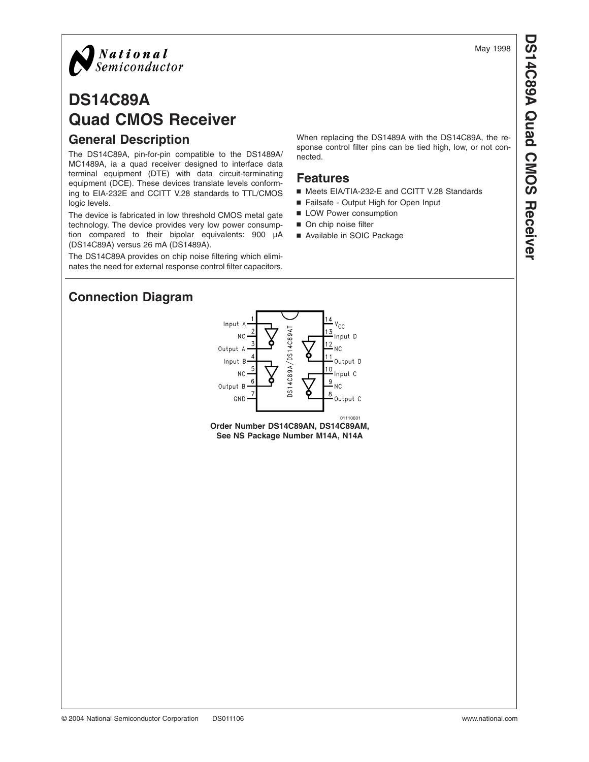May 1998

# DS14C89A
# Quad CMOS Receiver

## General Description

The DS14C89A, pin-for-pin compatible to the DS1489A/MC1489A, ia a quad receiver designed to interface data terminal equipment (DTE) with data circuit-terminating equipment (DCE). These devices translate levels conforming to EIA-232E and CCITT V.28 standards to TTL/CMOS logic levels.

The device is fabricated in low threshold CMOS metal gate technology. The device provides very low power consumption compared to their bipolar equivalents: 900 µA (DS14C89A) versus 26 mA (DS1489A).

The DS14C89A provides on chip noise filtering which eliminates the need for external response control filter capacitors.

When replacing the DS1489A with the DS14C89A, the response control filter pins can be tied high, low, or not connected.

## Features

- Meets EIA/TIA-232-E and CCITT V.28 Standards
- Failsafe - Output High for Open Input
- LOW Power consumption
- On chip noise filter
- Available in SOIC Package

## Connection Diagram

| Pin | Name | Pin | Name |
|---|---|---|---|
| 1 | Input A | 14 | $V_{CC}$ |
| 2 | NC | 13 | Input D |
| 3 | Output A | 12 | NC |
| 4 | Input B | 11 | Output D |
| 5 | NC | 10 | Input C |
| 6 | Output B | 9 | NC |
| 7 | GND | 8 | Output C |

DS14C89A/DS14C89AT

01110601

**Order Number DS14C89AN, DS14C89AM,**
**See NS Package Number M14A, N14A**

© 2004 National Semiconductor Corporation DS011106 www.national.com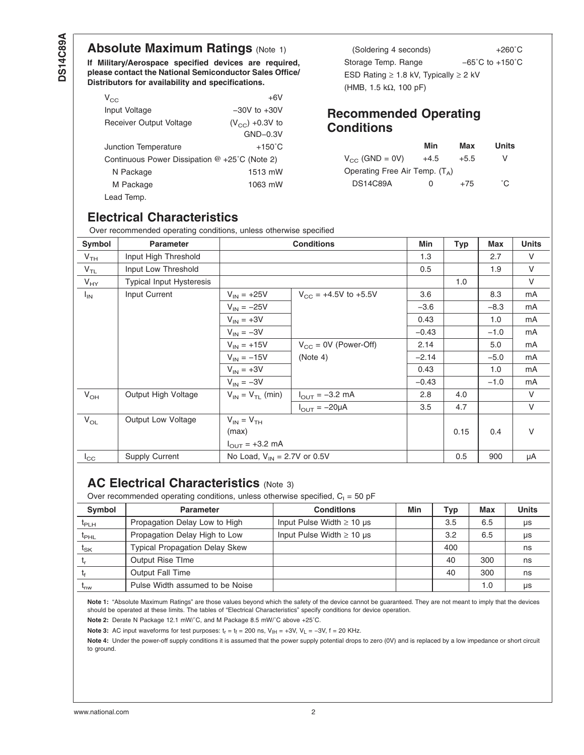## Absolute Maximum Ratings (Note 1)

**If Military/Aerospace specified devices are required, please contact the National Semiconductor Sales Office/ Distributors for availability and specifications.**

| | |
|---|---|
| $V_{CC}$ | +6V |
| Input Voltage | −30V to +30V |
| Receiver Output Voltage | ($V_{CC}$) +0.3V to GND−0.3V |
| Junction Temperature | +150˚C |
| Continuous Power Dissipation @ +25˚C (Note 2) | |
| N Package | 1513 mW |
| M Package | 1063 mW |
| Lead Temp. | |
| (Soldering 4 seconds) | +260˚C |
| Storage Temp. Range | −65˚C to +150˚C |
| ESD Rating ≥ 1.8 kV, Typically ≥ 2 kV (HMB, 1.5 kΩ, 100 pF) | |

## Recommended Operating Conditions

| | Min | Max | Units |
|---|---|---|---|
| $V_{CC}$ (GND = 0V) | +4.5 | +5.5 | V |
| Operating Free Air Temp. ($T_A$) | | | |
| DS14C89A | 0 | +75 | ˚C |

## Electrical Characteristics

Over recommended operating conditions, unless otherwise specified

| Symbol | Parameter | Conditions | | Min | Typ | Max | Units |
|---|---|---|---|---|---|---|---|
| $V_{TH}$ | Input High Threshold | | | 1.3 | | 2.7 | V |
| $V_{TL}$ | Input Low Threshold | | | 0.5 | | 1.9 | V |
| $V_{HY}$ | Typical Input Hysteresis | | | | 1.0 | | V |
| $I_{IN}$ | Input Current | $V_{IN}$ = +25V | $V_{CC}$ = +4.5V to +5.5V | 3.6 | | 8.3 | mA |
| | | $V_{IN}$ = −25V | | −3.6 | | −8.3 | mA |
| | | $V_{IN}$ = +3V | | 0.43 | | 1.0 | mA |
| | | $V_{IN}$ = −3V | | −0.43 | | −1.0 | mA |
| | | $V_{IN}$ = +15V | $V_{CC}$ = 0V (Power-Off) (Note 4) | 2.14 | | 5.0 | mA |
| | | $V_{IN}$ = −15V | | −2.14 | | −5.0 | mA |
| | | $V_{IN}$ = +3V | | 0.43 | | 1.0 | mA |
| | | $V_{IN}$ = −3V | | −0.43 | | −1.0 | mA |
| $V_{OH}$ | Output High Voltage | $V_{IN}$ = $V_{TL}$ (min) | $I_{OUT}$ = −3.2 mA | 2.8 | 4.0 | | V |
| | | | $I_{OUT}$ = −20µA | 3.5 | 4.7 | | V |
| $V_{OL}$ | Output Low Voltage | $V_{IN}$ = $V_{TH}$ (max) $I_{OUT}$ = +3.2 mA | | | 0.15 | 0.4 | V |
| $I_{CC}$ | Supply Current | No Load, $V_{IN}$ = 2.7V or 0.5V | | | 0.5 | 900 | µA |

## AC Electrical Characteristics (Note 3)

Over recommended operating conditions, unless otherwise specified, $C_l$ = 50 pF

| Symbol | Parameter | Conditions | Min | Typ | Max | Units |
|---|---|---|---|---|---|---|
| $t_{PLH}$ | Propagation Delay Low to High | Input Pulse Width ≥ 10 µs | | 3.5 | 6.5 | µs |
| $t_{PHL}$ | Propagation Delay High to Low | Input Pulse Width ≥ 10 µs | | 3.2 | 6.5 | µs |
| $t_{SK}$ | Typical Propagation Delay Skew | | | 400 | | ns |
| $t_r$ | Output Rise Time | | | 40 | 300 | ns |
| $t_f$ | Output Fall Time | | | 40 | 300 | ns |
| $t_{nw}$ | Pulse Width assumed to be Noise | | | | 1.0 | µs |

**Note 1:** "Absolute Maximum Ratings" are those values beyond which the safety of the device cannot be guaranteed. They are not meant to imply that the devices should be operated at these limits. The tables of "Electrical Characteristics" specify conditions for device operation.

**Note 2:** Derate N Package 12.1 mW/˚C, and M Package 8.5 mW/˚C above +25˚C.

**Note 3:** AC input waveforms for test purposes: $t_r = t_f$ = 200 ns, $V_{IH}$ = +3V, $V_L$ = −3V, f = 20 KHz.

**Note 4:** Under the power-off supply conditions it is assumed that the power supply potential drops to zero (0V) and is replaced by a low impedance or short circuit to ground.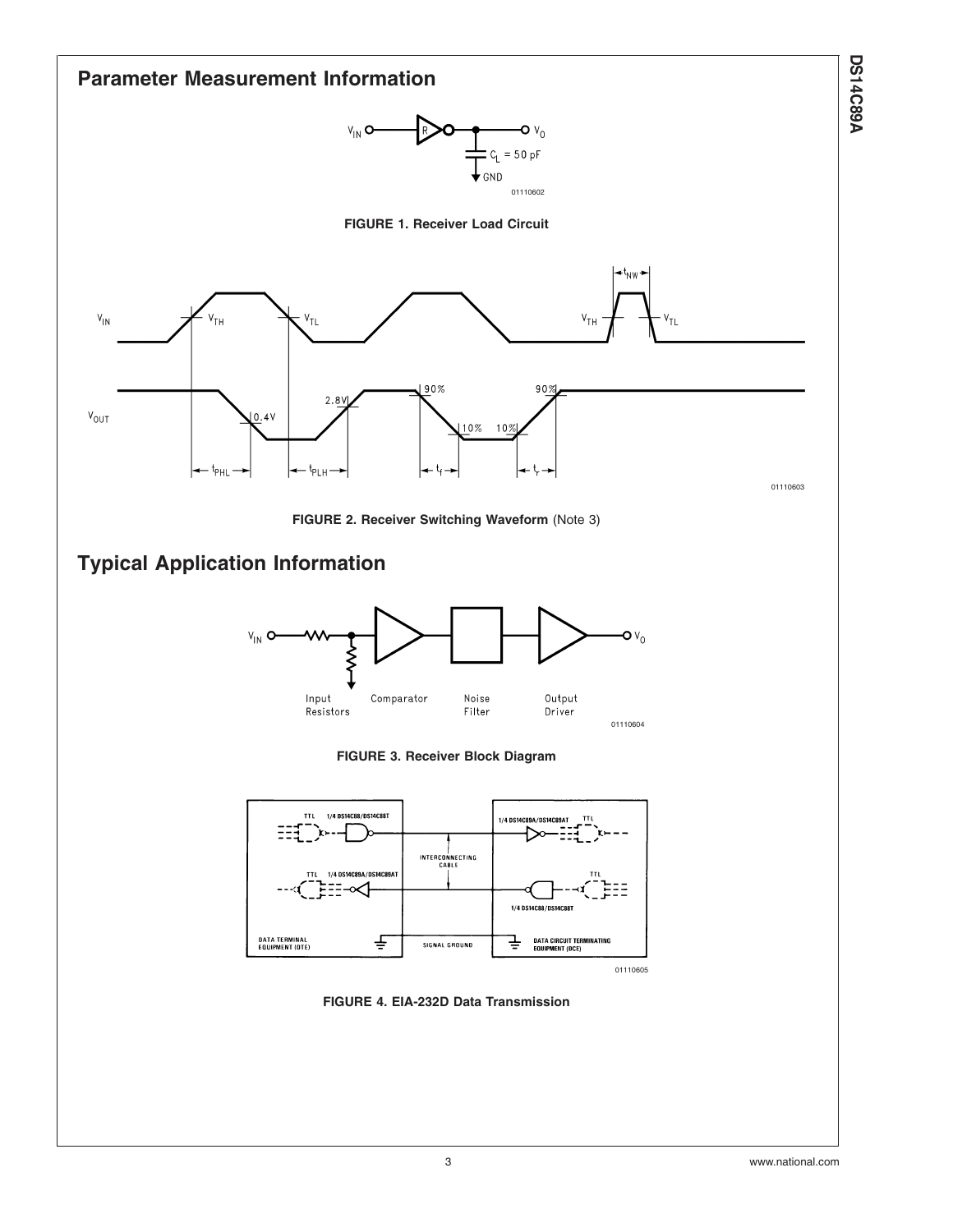## Parameter Measurement Information

FIGURE 1. Receiver Load Circuit

FIGURE 2. Receiver Switching Waveform (Note 3)

## Typical Application Information

FIGURE 3. Receiver Block Diagram

FIGURE 4. EIA-232D Data Transmission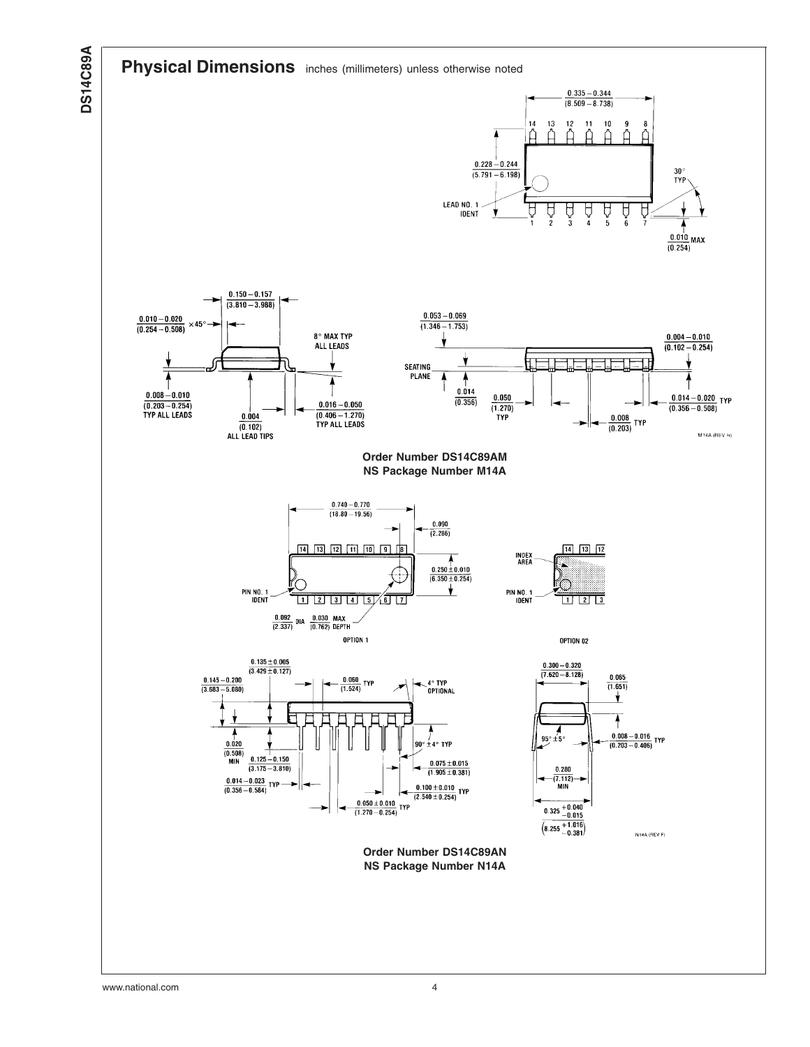## Physical Dimensions inches (millimeters) unless otherwise noted

**Order Number DS14C89AM**
**NS Package Number M14A**

**Order Number DS14C89AN**
**NS Package Number N14A**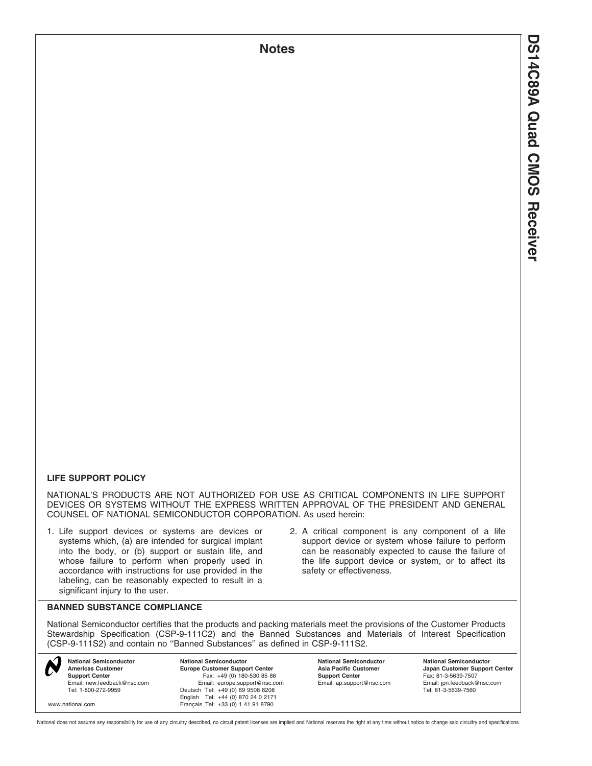# Notes

**LIFE SUPPORT POLICY**

NATIONAL'S PRODUCTS ARE NOT AUTHORIZED FOR USE AS CRITICAL COMPONENTS IN LIFE SUPPORT DEVICES OR SYSTEMS WITHOUT THE EXPRESS WRITTEN APPROVAL OF THE PRESIDENT AND GENERAL COUNSEL OF NATIONAL SEMICONDUCTOR CORPORATION. As used herein:

1. Life support devices or systems are devices or systems which, (a) are intended for surgical implant into the body, or (b) support or sustain life, and whose failure to perform when properly used in accordance with instructions for use provided in the labeling, can be reasonably expected to result in a significant injury to the user.
2. A critical component is any component of a life support device or system whose failure to perform can be reasonably expected to cause the failure of the life support device or system, or to affect its safety or effectiveness.

**BANNED SUBSTANCE COMPLIANCE**

National Semiconductor certifies that the products and packing materials meet the provisions of the Customer Products Stewardship Specification (CSP-9-111C2) and the Banned Substances and Materials of Interest Specification (CSP-9-111S2) and contain no ''Banned Substances'' as defined in CSP-9-111S2.

**National Semiconductor Americas Customer Support Center**
Email: new.feedback@nsc.com
Tel: 1-800-272-9959

**National Semiconductor Europe Customer Support Center**
Fax: +49 (0) 180-530 85 86
Email: europe.support@nsc.com
Deutsch Tel: +49 (0) 69 9508 6208
English Tel: +44 (0) 870 24 0 2171
Français Tel: +33 (0) 1 41 91 8790

**National Semiconductor Asia Pacific Customer Support Center**
Email: ap.support@nsc.com

**National Semiconductor Japan Customer Support Center**
Fax: 81-3-5639-7507
Email: jpn.feedback@nsc.com
Tel: 81-3-5639-7560

www.national.com

National does not assume any responsibility for use of any circuitry described, no circuit patent licenses are implied and National reserves the right at any time without notice to change said circuitry and specifications.